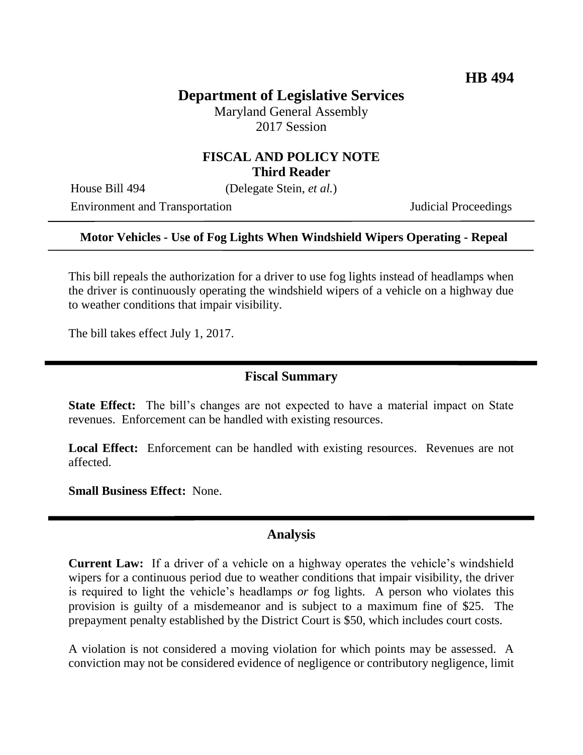**HB 494**

# Department of Legislative Services

Maryland General Assembly
2017 Session

## FISCAL AND POLICY NOTE
**Third Reader**

House Bill 494 (Delegate Stein, *et al.*)

Environment and Transportation Judicial Proceedings

**Motor Vehicles - Use of Fog Lights When Windshield Wipers Operating - Repeal**

This bill repeals the authorization for a driver to use fog lights instead of headlamps when the driver is continuously operating the windshield wipers of a vehicle on a highway due to weather conditions that impair visibility.

The bill takes effect July 1, 2017.

## Fiscal Summary

**State Effect:** The bill's changes are not expected to have a material impact on State revenues. Enforcement can be handled with existing resources.

**Local Effect:** Enforcement can be handled with existing resources. Revenues are not affected.

**Small Business Effect:** None.

## Analysis

**Current Law:** If a driver of a vehicle on a highway operates the vehicle's windshield wipers for a continuous period due to weather conditions that impair visibility, the driver is required to light the vehicle's headlamps *or* fog lights. A person who violates this provision is guilty of a misdemeanor and is subject to a maximum fine of $25. The prepayment penalty established by the District Court is $50, which includes court costs.

A violation is not considered a moving violation for which points may be assessed. A conviction may not be considered evidence of negligence or contributory negligence, limit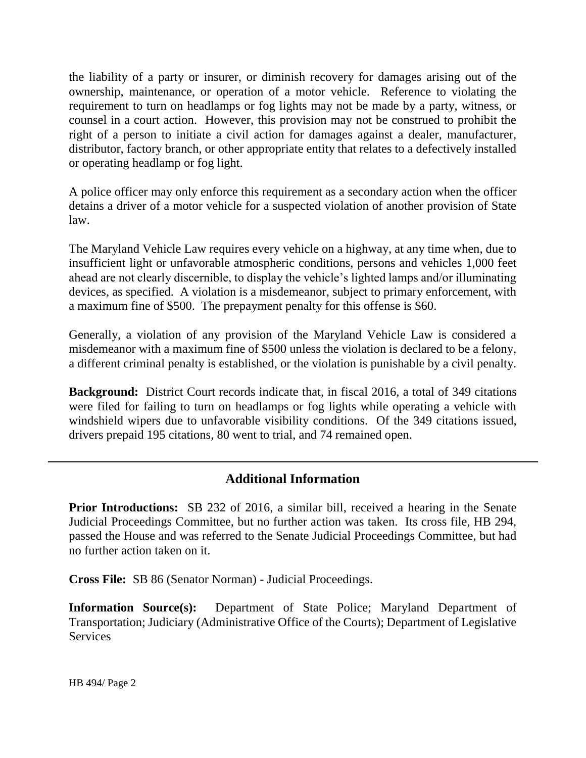the liability of a party or insurer, or diminish recovery for damages arising out of the ownership, maintenance, or operation of a motor vehicle. Reference to violating the requirement to turn on headlamps or fog lights may not be made by a party, witness, or counsel in a court action. However, this provision may not be construed to prohibit the right of a person to initiate a civil action for damages against a dealer, manufacturer, distributor, factory branch, or other appropriate entity that relates to a defectively installed or operating headlamp or fog light.

A police officer may only enforce this requirement as a secondary action when the officer detains a driver of a motor vehicle for a suspected violation of another provision of State law.

The Maryland Vehicle Law requires every vehicle on a highway, at any time when, due to insufficient light or unfavorable atmospheric conditions, persons and vehicles 1,000 feet ahead are not clearly discernible, to display the vehicle's lighted lamps and/or illuminating devices, as specified. A violation is a misdemeanor, subject to primary enforcement, with a maximum fine of $500. The prepayment penalty for this offense is $60.

Generally, a violation of any provision of the Maryland Vehicle Law is considered a misdemeanor with a maximum fine of $500 unless the violation is declared to be a felony, a different criminal penalty is established, or the violation is punishable by a civil penalty.

**Background:** District Court records indicate that, in fiscal 2016, a total of 349 citations were filed for failing to turn on headlamps or fog lights while operating a vehicle with windshield wipers due to unfavorable visibility conditions. Of the 349 citations issued, drivers prepaid 195 citations, 80 went to trial, and 74 remained open.

---

## Additional Information

**Prior Introductions:** SB 232 of 2016, a similar bill, received a hearing in the Senate Judicial Proceedings Committee, but no further action was taken. Its cross file, HB 294, passed the House and was referred to the Senate Judicial Proceedings Committee, but had no further action taken on it.

**Cross File:** SB 86 (Senator Norman) - Judicial Proceedings.

**Information Source(s):** Department of State Police; Maryland Department of Transportation; Judiciary (Administrative Office of the Courts); Department of Legislative Services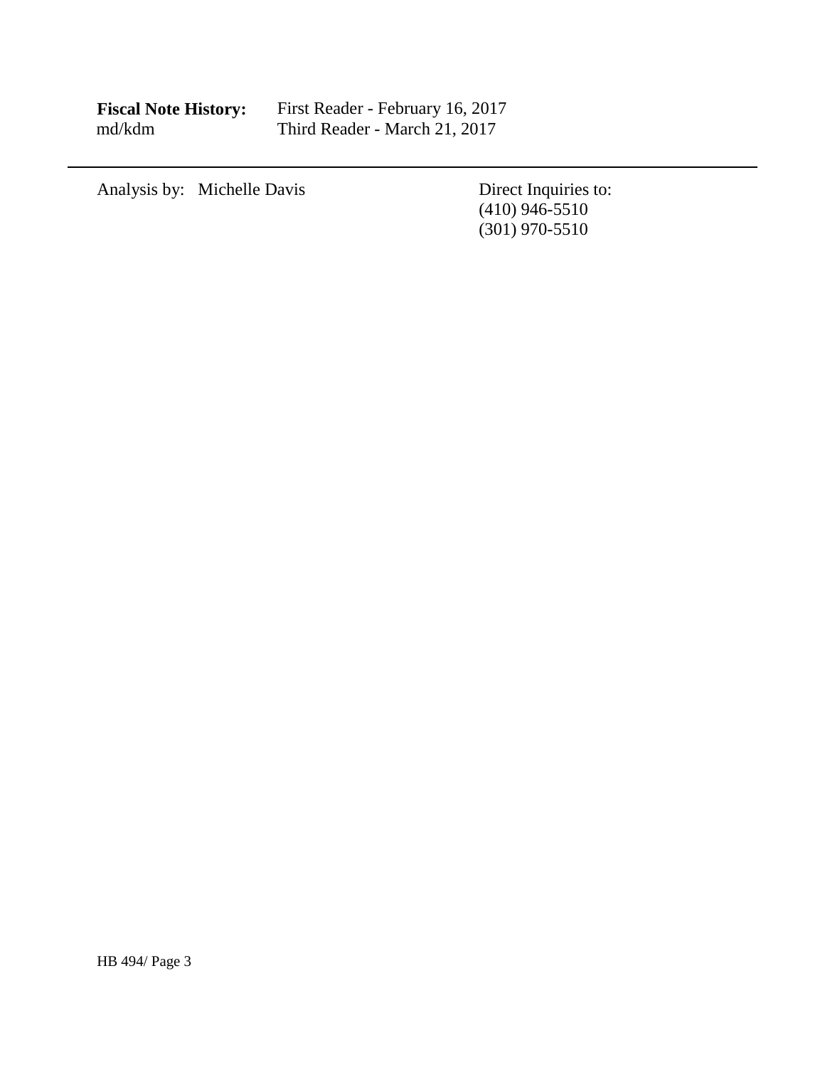| | |
|---|---|
| **Fiscal Note History:** | First Reader - February 16, 2017 |
| md/kdm | Third Reader - March 21, 2017 |

---

Analysis by: Michelle Davis

Direct Inquiries to:
(410) 946-5510
(301) 970-5510